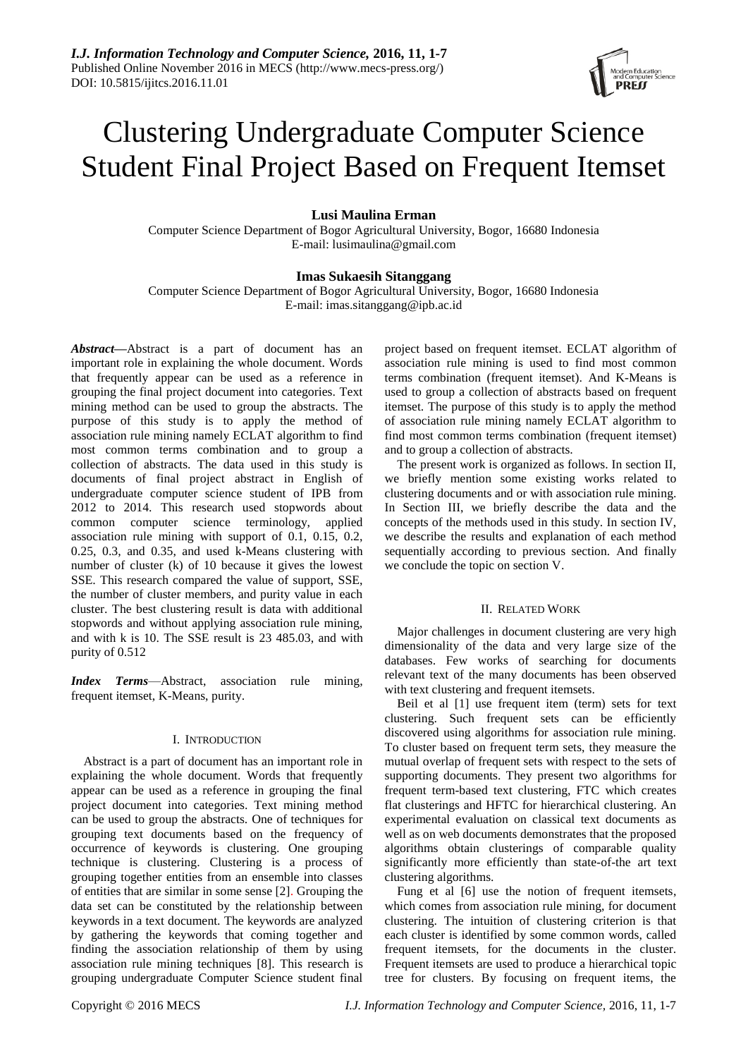# Clustering Undergraduate Computer Science Student Final Project Based on Frequent Itemset

**Lusi Maulina Erman**

Computer Science Department of Bogor Agricultural University, Bogor, 16680 Indonesia
E-mail: lusimaulina@gmail.com

**Imas Sukaesih Sitanggang**

Computer Science Department of Bogor Agricultural University, Bogor, 16680 Indonesia
E-mail: imas.sitanggang@ipb.ac.id

***Abstract*—**Abstract is a part of document has an important role in explaining the whole document. Words that frequently appear can be used as a reference in grouping the final project document into categories. Text mining method can be used to group the abstracts. The purpose of this study is to apply the method of association rule mining namely ECLAT algorithm to find most common terms combination and to group a collection of abstracts. The data used in this study is documents of final project abstract in English of undergraduate computer science student of IPB from 2012 to 2014. This research used stopwords about common computer science terminology, applied association rule mining with support of 0.1, 0.15, 0.2, 0.25, 0.3, and 0.35, and used k-Means clustering with number of cluster (k) of 10 because it gives the lowest SSE. This research compared the value of support, SSE, the number of cluster members, and purity value in each cluster. The best clustering result is data with additional stopwords and without applying association rule mining, and with k is 10. The SSE result is 23 485.03, and with purity of 0.512

***Index Terms*—**Abstract, association rule mining, frequent itemset, K-Means, purity.

## I. Introduction

Abstract is a part of document has an important role in explaining the whole document. Words that frequently appear can be used as a reference in grouping the final project document into categories. Text mining method can be used to group the abstracts. One of techniques for grouping text documents based on the frequency of occurrence of keywords is clustering. One grouping technique is clustering. Clustering is a process of grouping together entities from an ensemble into classes of entities that are similar in some sense [2]. Grouping the data set can be constituted by the relationship between keywords in a text document. The keywords are analyzed by gathering the keywords that coming together and finding the association relationship of them by using association rule mining techniques [8]. This research is grouping undergraduate Computer Science student final project based on frequent itemset. ECLAT algorithm of association rule mining is used to find most common terms combination (frequent itemset). And K-Means is used to group a collection of abstracts based on frequent itemset. The purpose of this study is to apply the method of association rule mining namely ECLAT algorithm to find most common terms combination (frequent itemset) and to group a collection of abstracts.

The present work is organized as follows. In section II, we briefly mention some existing works related to clustering documents and or with association rule mining. In Section III, we briefly describe the data and the concepts of the methods used in this study. In section IV, we describe the results and explanation of each method sequentially according to previous section. And finally we conclude the topic on section V.

## II. Related Work

Major challenges in document clustering are very high dimensionality of the data and very large size of the databases. Few works of searching for documents relevant text of the many documents has been observed with text clustering and frequent itemsets.

Beil et al [1] use frequent item (term) sets for text clustering. Such frequent sets can be efficiently discovered using algorithms for association rule mining. To cluster based on frequent term sets, they measure the mutual overlap of frequent sets with respect to the sets of supporting documents. They present two algorithms for frequent term-based text clustering, FTC which creates flat clusterings and HFTC for hierarchical clustering. An experimental evaluation on classical text documents as well as on web documents demonstrates that the proposed algorithms obtain clusterings of comparable quality significantly more efficiently than state-of-the art text clustering algorithms.

Fung et al [6] use the notion of frequent itemsets, which comes from association rule mining, for document clustering. The intuition of clustering criterion is that each cluster is identified by some common words, called frequent itemsets, for the documents in the cluster. Frequent itemsets are used to produce a hierarchical topic tree for clusters. By focusing on frequent items, the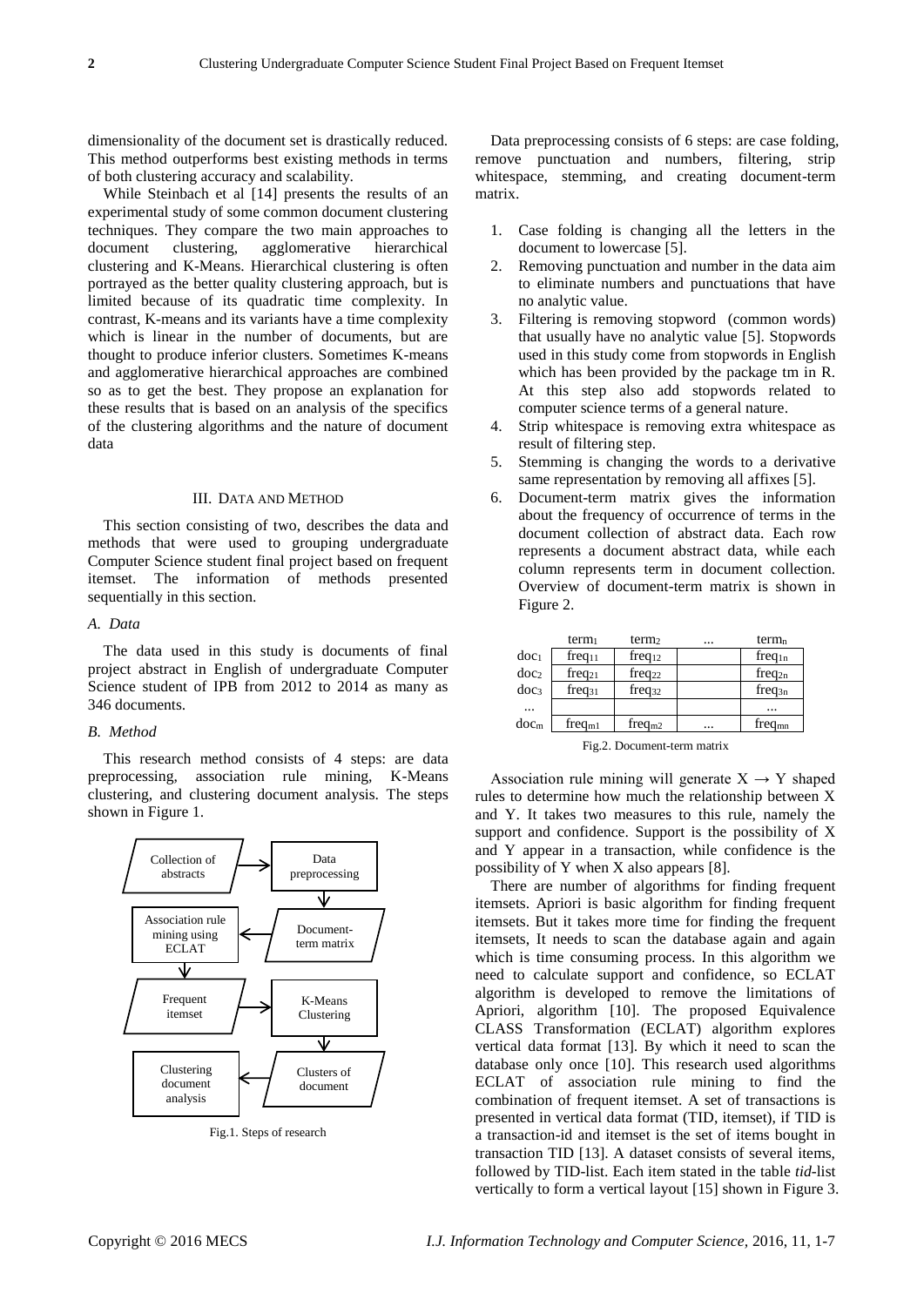dimensionality of the document set is drastically reduced. This method outperforms best existing methods in terms of both clustering accuracy and scalability.

While Steinbach et al [14] presents the results of an experimental study of some common document clustering techniques. They compare the two main approaches to document clustering, agglomerative hierarchical clustering and K-Means. Hierarchical clustering is often portrayed as the better quality clustering approach, but is limited because of its quadratic time complexity. In contrast, K-means and its variants have a time complexity which is linear in the number of documents, but are thought to produce inferior clusters. Sometimes K-means and agglomerative hierarchical approaches are combined so as to get the best. They propose an explanation for these results that is based on an analysis of the specifics of the clustering algorithms and the nature of document data

## III. Data and Method

This section consisting of two, describes the data and methods that were used to grouping undergraduate Computer Science student final project based on frequent itemset. The information of methods presented sequentially in this section.

### *A. Data*

The data used in this study is documents of final project abstract in English of undergraduate Computer Science student of IPB from 2012 to 2014 as many as 346 documents.

### *B. Method*

This research method consists of 4 steps: are data preprocessing, association rule mining, K-Means clustering, and clustering document analysis. The steps shown in Figure 1.

```
Collection of abstracts  →  Data preprocessing
                                  ↓
Association rule mining  ←  Document-term matrix
using ECLAT
      ↓
Frequent itemset  →  K-Means Clustering
                          ↓
Clustering document  ←  Clusters of document
analysis
```

Fig.1. Steps of research

Data preprocessing consists of 6 steps: are case folding, remove punctuation and numbers, filtering, strip whitespace, stemming, and creating document-term matrix.

1. Case folding is changing all the letters in the document to lowercase [5].
2. Removing punctuation and number in the data aim to eliminate numbers and punctuations that have no analytic value.
3. Filtering is removing stopword (common words) that usually have no analytic value [5]. Stopwords used in this study come from stopwords in English which has been provided by the package tm in R. At this step also add stopwords related to computer science terms of a general nature.
4. Strip whitespace is removing extra whitespace as result of filtering step.
5. Stemming is changing the words to a derivative same representation by removing all affixes [5].
6. Document-term matrix gives the information about the frequency of occurrence of terms in the document collection of abstract data. Each row represents a document abstract data, while each column represents term in document collection. Overview of document-term matrix is shown in Figure 2.

| | $term_1$ | $term_2$ | ... | $term_n$ |
|---|---|---|---|---|
| $doc_1$ | $freq_{11}$ | $freq_{12}$ | | $freq_{1n}$ |
| $doc_2$ | $freq_{21}$ | $freq_{22}$ | | $freq_{2n}$ |
| $doc_3$ | $freq_{31}$ | $freq_{32}$ | | $freq_{3n}$ |
| ... | | | | ... |
| $doc_m$ | $freq_{m1}$ | $freq_{m2}$ | ... | $freq_{mn}$ |

Fig.2. Document-term matrix

Association rule mining will generate $X \rightarrow Y$ shaped rules to determine how much the relationship between X and Y. It takes two measures to this rule, namely the support and confidence. Support is the possibility of X and Y appear in a transaction, while confidence is the possibility of Y when X also appears [8].

There are number of algorithms for finding frequent itemsets. Apriori is basic algorithm for finding frequent itemsets. But it takes more time for finding the frequent itemsets, It needs to scan the database again and again which is time consuming process. In this algorithm we need to calculate support and confidence, so ECLAT algorithm is developed to remove the limitations of Apriori, algorithm [10]. The proposed Equivalence CLASS Transformation (ECLAT) algorithm explores vertical data format [13]. By which it need to scan the database only once [10]. This research used algorithms ECLAT of association rule mining to find the combination of frequent itemset. A set of transactions is presented in vertical data format (TID, itemset), if TID is a transaction-id and itemset is the set of items bought in transaction TID [13]. A dataset consists of several items, followed by TID-list. Each item stated in the table *tid*-list vertically to form a vertical layout [15] shown in Figure 3.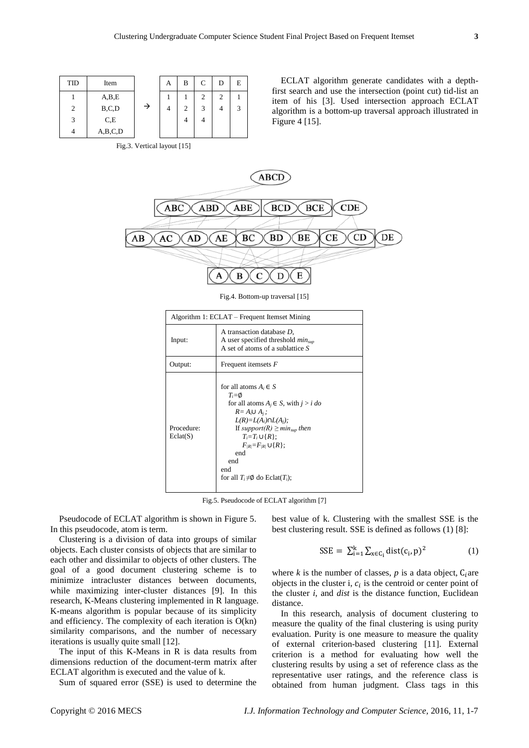| TID | Item |
|---|---|
| 1 | A,B,E |
| 2 | B,C,D |
| 3 | C,E |
| 4 | A,B,C,D |

→

| A | B | C | D | E |
|---|---|---|---|---|
| 1 | 1 | 2 | 2 | 1 |
| 4 | 2 | 3 | 4 | 3 |
| | 4 | 4 | | |

Fig.3. Vertical layout [15]

ECLAT algorithm generate candidates with a depth-first search and use the intersection (point cut) tid-list an item of his [3]. Used intersection approach ECLAT algorithm is a bottom-up traversal approach illustrated in Figure 4 [15].

Fig.4. Bottom-up traversal [15]

| Algorithm 1: ECLAT – Frequent Itemset Mining | |
|---|---|
| Input: | A transaction database *D*, A user specified threshold $min_{sup}$ A set of atoms of a sublattice *S* |
| Output: | Frequent itemsets *F* |
| Procedure: Eclat(S) | for all atoms $A_i \in S$ $T_i=\emptyset$ for all atoms $A_j \in S$, with $j > i$ *do* $R= A_i \cup A_j$ ; $L(R)=L(A_i)\cap L(A_j)$; If $support(R) \geq min_{sup}$ *then* $T_i=T_i \cup \{R\}$; $F_{\|R\|}=F_{\|R\|} \cup \{R\}$; end end end for all $T_i \neq \emptyset$ do Eclat($T_i$); |

Fig.5. Pseudocode of ECLAT algorithm [7]

Pseudocode of ECLAT algorithm is shown in Figure 5. In this pseudocode, atom is term.

Clustering is a division of data into groups of similar objects. Each cluster consists of objects that are similar to each other and dissimilar to objects of other clusters. The goal of a good document clustering scheme is to minimize intracluster distances between documents, while maximizing inter-cluster distances [9]. In this research, K-Means clustering implemented in R language. K-means algorithm is popular because of its simplicity and efficiency. The complexity of each iteration is O(kn) similarity comparisons, and the number of necessary iterations is usually quite small [12].

The input of this K-Means in R is data results from dimensions reduction of the document-term matrix after ECLAT algorithm is executed and the value of k.

Sum of squared error (SSE) is used to determine the best value of k. Clustering with the smallest SSE is the best clustering result. SSE is defined as follows (1) [8]:

$$SSE = \sum_{i=1}^{k} \sum_{x \in C_i} dist(c_i, p)^2 \tag{1}$$

where *k* is the number of classes, *p* is a data object, $C_i$ are objects in the cluster i, $c_i$ is the centroid or center point of the cluster *i*, and *dist* is the distance function, Euclidean distance.

In this research, analysis of document clustering to measure the quality of the final clustering is using purity evaluation. Purity is one measure to measure the quality of external criterion-based clustering [11]. External criterion is a method for evaluating how well the clustering results by using a set of reference class as the representative user ratings, and the reference class is obtained from human judgment. Class tags in this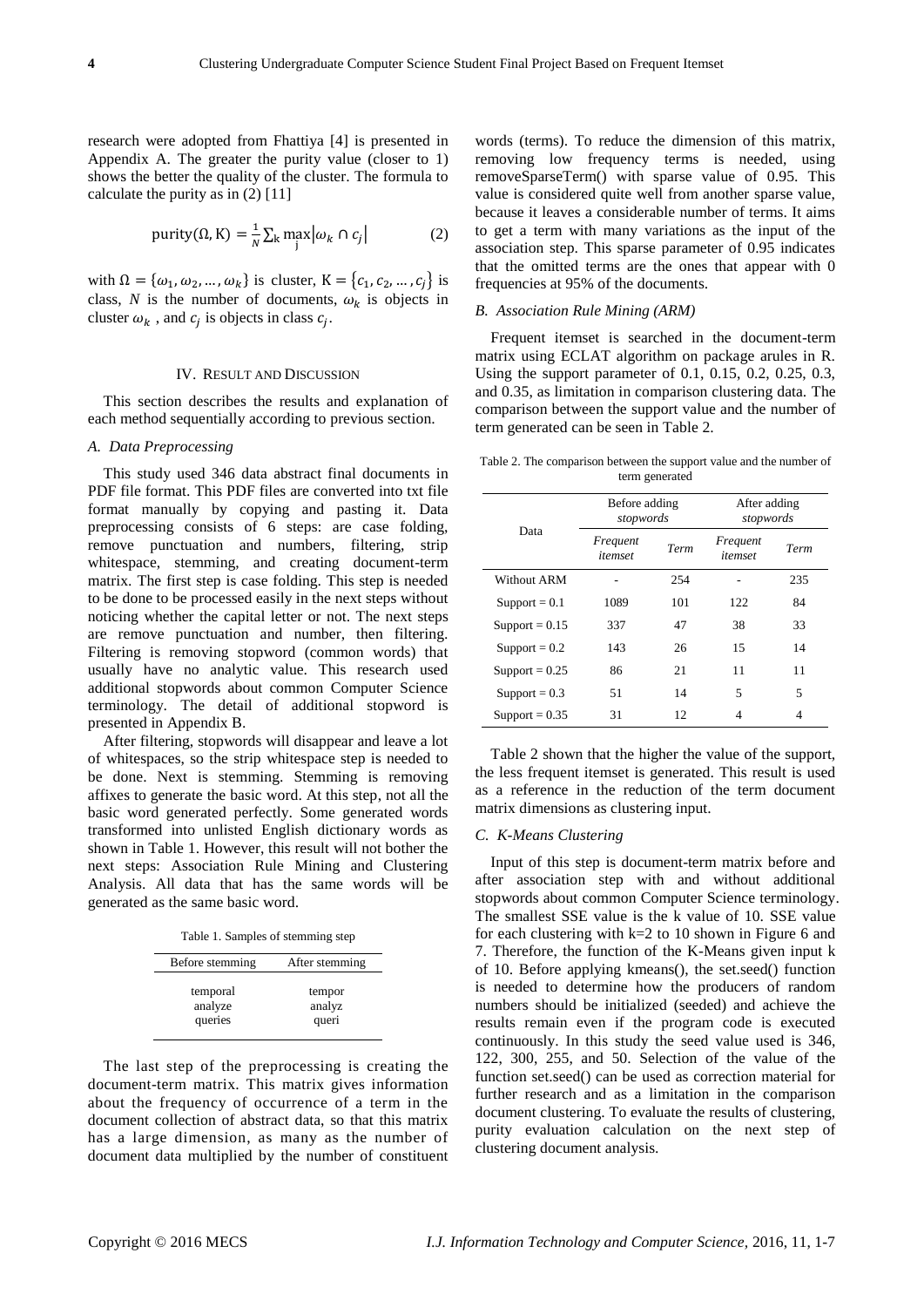research were adopted from Fhattiya [4] is presented in Appendix A. The greater the purity value (closer to 1) shows the better the quality of the cluster. The formula to calculate the purity as in (2) [11]

$$\text{purity}(\Omega, \mathrm{K}) = \frac{1}{N}\sum_{\mathrm{k}} \max_{\mathrm{j}} |\omega_k \cap c_j| \quad (2)$$

with $\Omega = \{\omega_1, \omega_2, \dots, \omega_k\}$ is cluster, $\mathrm{K} = \{c_1, c_2, \dots, c_j\}$ is class, $N$ is the number of documents, $\omega_k$ is objects in cluster $\omega_k$, and $c_j$ is objects in class $c_j$.

## IV. Result and Discussion

This section describes the results and explanation of each method sequentially according to previous section.

### *A. Data Preprocessing*

This study used 346 data abstract final documents in PDF file format. This PDF files are converted into txt file format manually by copying and pasting it. Data preprocessing consists of 6 steps: are case folding, remove punctuation and numbers, filtering, strip whitespace, stemming, and creating document-term matrix. The first step is case folding. This step is needed to be done to be processed easily in the next steps without noticing whether the capital letter or not. The next steps are remove punctuation and number, then filtering. Filtering is removing stopword (common words) that usually have no analytic value. This research used additional stopwords about common Computer Science terminology. The detail of additional stopword is presented in Appendix B.

After filtering, stopwords will disappear and leave a lot of whitespaces, so the strip whitespace step is needed to be done. Next is stemming. Stemming is removing affixes to generate the basic word. At this step, not all the basic word generated perfectly. Some generated words transformed into unlisted English dictionary words as shown in Table 1. However, this result will not bother the next steps: Association Rule Mining and Clustering Analysis. All data that has the same words will be generated as the same basic word.

Table 1. Samples of stemming step

| Before stemming | After stemming |
|---|---|
| temporal | tempor |
| analyze | analyz |
| queries | queri |

The last step of the preprocessing is creating the document-term matrix. This matrix gives information about the frequency of occurrence of a term in the document collection of abstract data, so that this matrix has a large dimension, as many as the number of document data multiplied by the number of constituent words (terms). To reduce the dimension of this matrix, removing low frequency terms is needed, using removeSparseTerm() with sparse value of 0.95. This value is considered quite well from another sparse value, because it leaves a considerable number of terms. It aims to get a term with many variations as the input of the association step. This sparse parameter of 0.95 indicates that the omitted terms are the ones that appear with 0 frequencies at 95% of the documents.

### *B. Association Rule Mining (ARM)*

Frequent itemset is searched in the document-term matrix using ECLAT algorithm on package arules in R. Using the support parameter of 0.1, 0.15, 0.2, 0.25, 0.3, and 0.35, as limitation in comparison clustering data. The comparison between the support value and the number of term generated can be seen in Table 2.

Table 2. The comparison between the support value and the number of term generated

| Data | Before adding *stopwords* | | After adding *stopwords* | |
|---|---|---|---|---|
| | *Frequent itemset* | *Term* | *Frequent itemset* | *Term* |
| Without ARM | - | 254 | - | 235 |
| Support = 0.1 | 1089 | 101 | 122 | 84 |
| Support = 0.15 | 337 | 47 | 38 | 33 |
| Support = 0.2 | 143 | 26 | 15 | 14 |
| Support = 0.25 | 86 | 21 | 11 | 11 |
| Support = 0.3 | 51 | 14 | 5 | 5 |
| Support = 0.35 | 31 | 12 | 4 | 4 |

Table 2 shown that the higher the value of the support, the less frequent itemset is generated. This result is used as a reference in the reduction of the term document matrix dimensions as clustering input.

### *C. K-Means Clustering*

Input of this step is document-term matrix before and after association step with and without additional stopwords about common Computer Science terminology. The smallest SSE value is the k value of 10. SSE value for each clustering with k=2 to 10 shown in Figure 6 and 7. Therefore, the function of the K-Means given input k of 10. Before applying kmeans(), the set.seed() function is needed to determine how the producers of random numbers should be initialized (seeded) and achieve the results remain even if the program code is executed continuously. In this study the seed value used is 346, 122, 300, 255, and 50. Selection of the value of the function set.seed() can be used as correction material for further research and as a limitation in the comparison document clustering. To evaluate the results of clustering, purity evaluation calculation on the next step of clustering document analysis.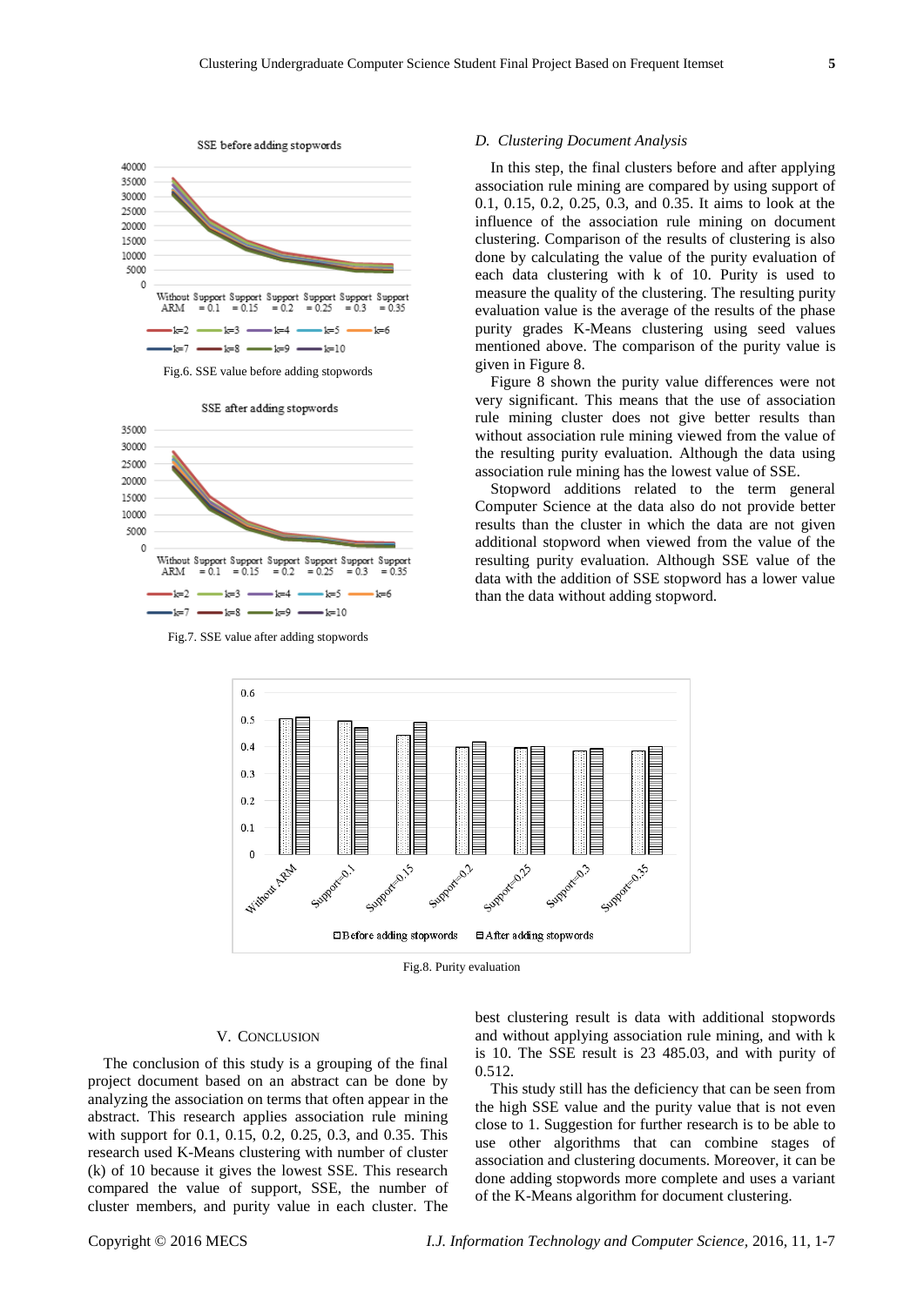Fig.6. SSE value before adding stopwords

Fig.7. SSE value after adding stopwords

### D. Clustering Document Analysis

In this step, the final clusters before and after applying association rule mining are compared by using support of 0.1, 0.15, 0.2, 0.25, 0.3, and 0.35. It aims to look at the influence of the association rule mining on document clustering. Comparison of the results of clustering is also done by calculating the value of the purity evaluation of each data clustering with k of 10. Purity is used to measure the quality of the clustering. The resulting purity evaluation value is the average of the results of the phase purity grades K-Means clustering using seed values mentioned above. The comparison of the purity value is given in Figure 8.

Figure 8 shown the purity value differences were not very significant. This means that the use of association rule mining cluster does not give better results than without association rule mining viewed from the value of the resulting purity evaluation. Although the data using association rule mining has the lowest value of SSE.

Stopword additions related to the term general Computer Science at the data also do not provide better results than the cluster in which the data are not given additional stopword when viewed from the value of the resulting purity evaluation. Although SSE value of the data with the addition of SSE stopword has a lower value than the data without adding stopword.

Fig.8. Purity evaluation

## V. Conclusion

The conclusion of this study is a grouping of the final project document based on an abstract can be done by analyzing the association on terms that often appear in the abstract. This research applies association rule mining with support for 0.1, 0.15, 0.2, 0.25, 0.3, and 0.35. This research used K-Means clustering with number of cluster (k) of 10 because it gives the lowest SSE. This research compared the value of support, SSE, the number of cluster members, and purity value in each cluster. The best clustering result is data with additional stopwords and without applying association rule mining, and with k is 10. The SSE result is 23 485.03, and with purity of 0.512.

This study still has the deficiency that can be seen from the high SSE value and the purity value that is not even close to 1. Suggestion for further research is to be able to use other algorithms that can combine stages of association and clustering documents. Moreover, it can be done adding stopwords more complete and uses a variant of the K-Means algorithm for document clustering.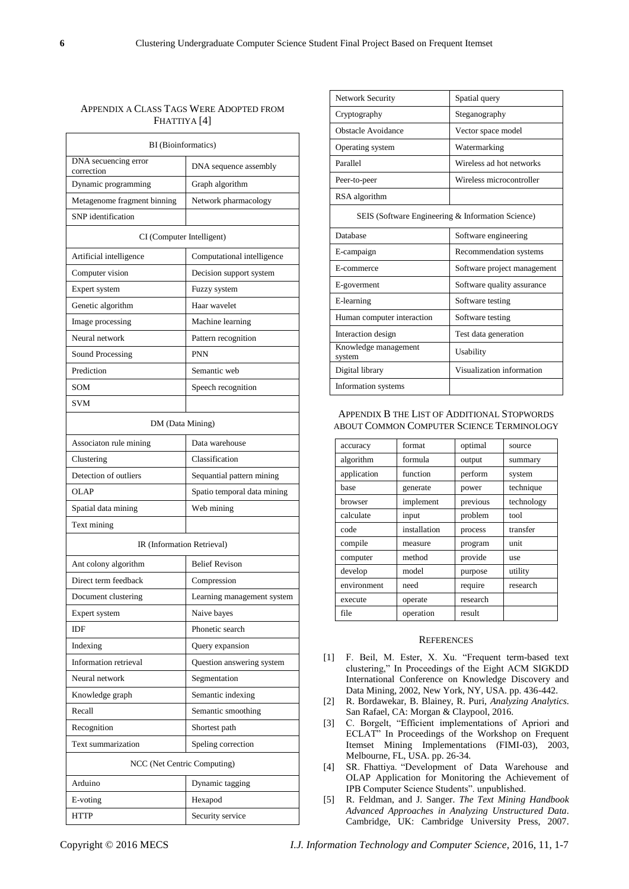## Appendix A Class Tags Were Adopted From Fhattiya [4]

| BI (Bioinformatics) | |
|---|---|
| DNA secuencing error correction | DNA sequence assembly |
| Dynamic programming | Graph algorithm |
| Metagenome fragment binning | Network pharmacology |
| SNP identification | |
| CI (Computer Intelligent) | |
| Artificial intelligence | Computational intelligence |
| Computer vision | Decision support system |
| Expert system | Fuzzy system |
| Genetic algorithm | Haar wavelet |
| Image processing | Machine learning |
| Neural network | Pattern recognition |
| Sound Processing | PNN |
| Prediction | Semantic web |
| SOM | Speech recognition |
| SVM | |
| DM (Data Mining) | |
| Associaton rule mining | Data warehouse |
| Clustering | Classification |
| Detection of outliers | Sequantial pattern mining |
| OLAP | Spatio temporal data mining |
| Spatial data mining | Web mining |
| Text mining | |
| IR (Information Retrieval) | |
| Ant colony algorithm | Belief Revison |
| Direct term feedback | Compression |
| Document clustering | Learning management system |
| Expert system | Naive bayes |
| IDF | Phonetic search |
| Indexing | Query expansion |
| Information retrieval | Question answering system |
| Neural network | Segmentation |
| Knowledge graph | Semantic indexing |
| Recall | Semantic smoothing |
| Recognition | Shortest path |
| Text summarization | Speling correction |
| NCC (Net Centric Computing) | |
| Arduino | Dynamic tagging |
| E-voting | Hexapod |
| HTTP | Security service |
| Network Security | Spatial query |
| Cryptography | Steganography |
| Obstacle Avoidance | Vector space model |
| Operating system | Watermarking |
| Parallel | Wireless ad hot networks |
| Peer-to-peer | Wireless microcontroller |
| RSA algorithm | |
| SEIS (Software Engineering & Information Science) | |
| Database | Software engineering |
| E-campaign | Recommendation systems |
| E-commerce | Software project management |
| E-goverment | Software quality assurance |
| E-learning | Software testing |
| Human computer interaction | Software testing |
| Interaction design | Test data generation |
| Knowledge management system | Usability |
| Digital library | Visualization information |
| Information systems | |

## Appendix B the List of Additional Stopwords about Common Computer Science Terminology

| | | | |
|---|---|---|---|
| accuracy | format | optimal | source |
| algorithm | formula | output | summary |
| application | function | perform | system |
| base | generate | power | technique |
| browser | implement | previous | technology |
| calculate | input | problem | tool |
| code | installation | process | transfer |
| compile | measure | program | unit |
| computer | method | provide | use |
| develop | model | purpose | utility |
| environment | need | require | research |
| execute | operate | research | |
| file | operation | result | |

## References

[1] F. Beil, M. Ester, X. Xu. "Frequent term-based text clustering," In Proceedings of the Eight ACM SIGKDD International Conference on Knowledge Discovery and Data Mining, 2002, New York, NY, USA. pp. 436-442.

[2] R. Bordawekar, B. Blainey, R. Puri, *Analyzing Analytics*. San Rafael, CA: Morgan & Claypool, 2016.

[3] C. Borgelt, "Efficient implementations of Apriori and ECLAT" In Proceedings of the Workshop on Frequent Itemset Mining Implementations (FIMI-03), 2003, Melbourne, FL, USA. pp. 26-34.

[4] SR. Fhattiya. "Development of Data Warehouse and OLAP Application for Monitoring the Achievement of IPB Computer Science Students". unpublished.

[5] R. Feldman, and J. Sanger. *The Text Mining Handbook Advanced Approaches in Analyzing Unstructured Data*. Cambridge, UK: Cambridge University Press, 2007.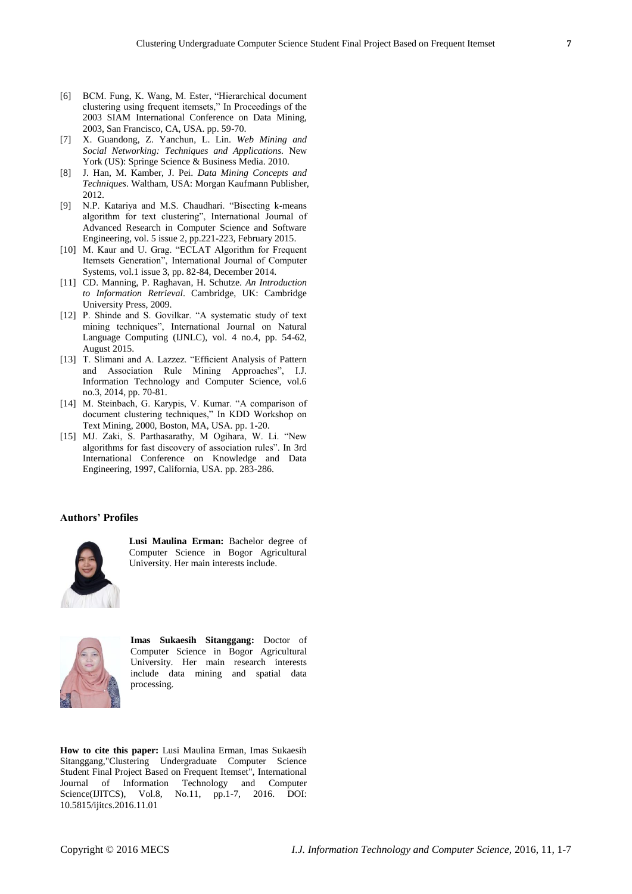[6] BCM. Fung, K. Wang, M. Ester, "Hierarchical document clustering using frequent itemsets," In Proceedings of the 2003 SIAM International Conference on Data Mining, 2003, San Francisco, CA, USA. pp. 59-70.

[7] X. Guandong, Z. Yanchun, L. Lin. *Web Mining and Social Networking: Techniques and Applications.* New York (US): Springe Science & Business Media. 2010.

[8] J. Han, M. Kamber, J. Pei. *Data Mining Concepts and Techniques*. Waltham, USA: Morgan Kaufmann Publisher, 2012.

[9] N.P. Katariya and M.S. Chaudhari. "Bisecting k-means algorithm for text clustering", International Journal of Advanced Research in Computer Science and Software Engineering, vol. 5 issue 2, pp.221-223, February 2015.

[10] M. Kaur and U. Grag. "ECLAT Algorithm for Frequent Itemsets Generation", International Journal of Computer Systems, vol.1 issue 3, pp. 82-84, December 2014.

[11] CD. Manning, P. Raghavan, H. Schutze. *An Introduction to Information Retrieval*. Cambridge, UK: Cambridge University Press, 2009.

[12] P. Shinde and S. Govilkar. "A systematic study of text mining techniques", International Journal on Natural Language Computing (IJNLC), vol. 4 no.4, pp. 54-62, August 2015.

[13] T. Slimani and A. Lazzez. "Efficient Analysis of Pattern and Association Rule Mining Approaches", I.J. Information Technology and Computer Science, vol.6 no.3, 2014, pp. 70-81.

[14] M. Steinbach, G. Karypis, V. Kumar. "A comparison of document clustering techniques," In KDD Workshop on Text Mining, 2000, Boston, MA, USA. pp. 1-20.

[15] MJ. Zaki, S. Parthasarathy, M Ogihara, W. Li. "New algorithms for fast discovery of association rules". In 3rd International Conference on Knowledge and Data Engineering, 1997, California, USA. pp. 283-286.

### Authors' Profiles

**Lusi Maulina Erman:** Bachelor degree of Computer Science in Bogor Agricultural University. Her main interests include.

**Imas Sukaesih Sitanggang:** Doctor of Computer Science in Bogor Agricultural University. Her main research interests include data mining and spatial data processing.

**How to cite this paper:** Lusi Maulina Erman, Imas Sukaesih Sitanggang,"Clustering Undergraduate Computer Science Student Final Project Based on Frequent Itemset", International Journal of Information Technology and Computer Science(IJITCS), Vol.8, No.11, pp.1-7, 2016. DOI: 10.5815/ijitcs.2016.11.01